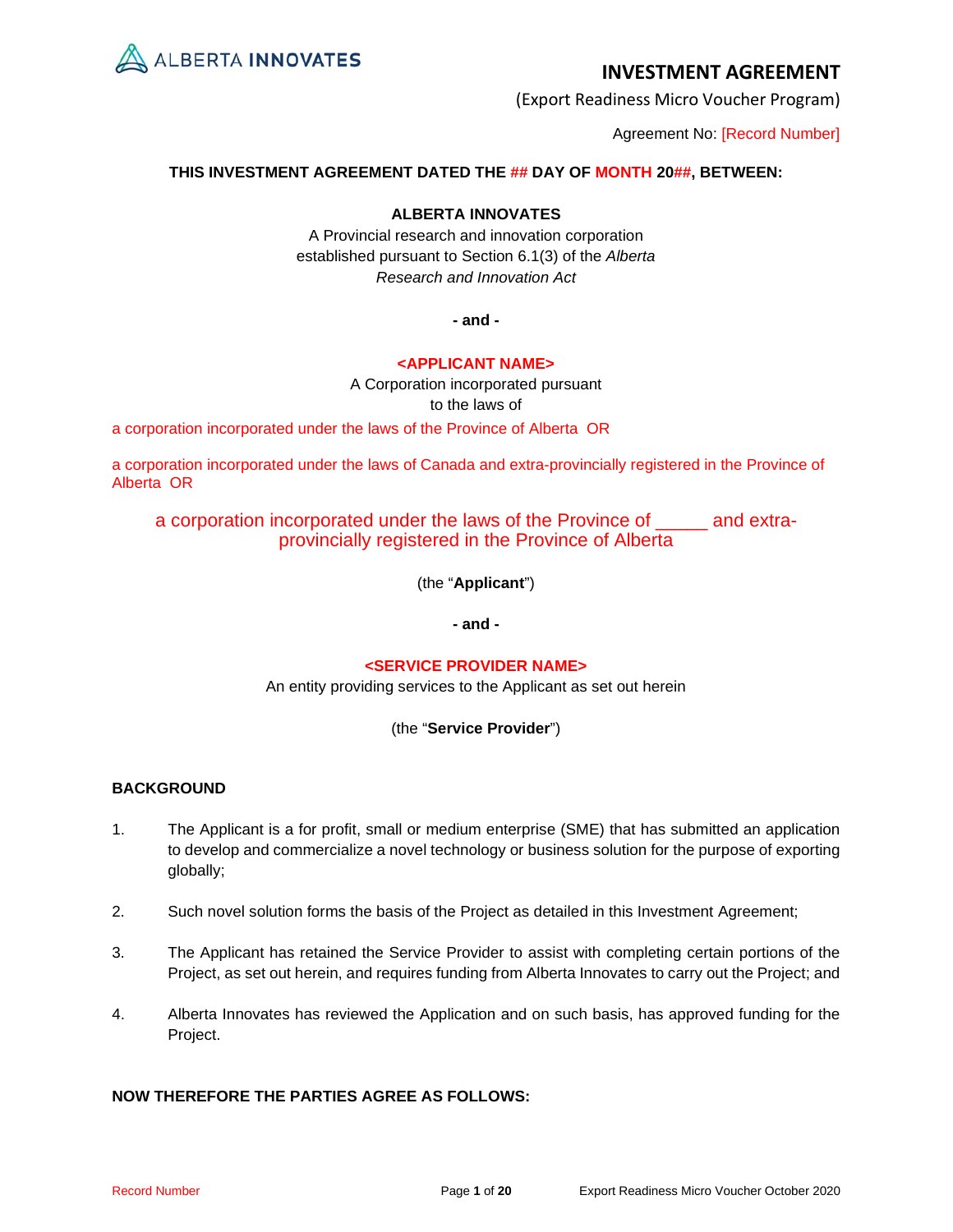ALBERTA INNOVATES

# INVESTMENT AGREEMENT

(Export Readiness Micro Voucher Program)

Agreement No: [Record Number]

**THIS INVESTMENT AGREEMENT DATED THE ## DAY OF MONTH 20##, BETWEEN:**

**ALBERTA INNOVATES**

A Provincial research and innovation corporation established pursuant to Section 6.1(3) of the *Alberta Research and Innovation Act*

**- and -**

**<APPLICANT NAME>**

A Corporation incorporated pursuant to the laws of

a corporation incorporated under the laws of the Province of Alberta OR

a corporation incorporated under the laws of Canada and extra-provincially registered in the Province of Alberta OR

a corporation incorporated under the laws of the Province of _____ and extra-provincially registered in the Province of Alberta

(the "**Applicant**")

**- and -**

**<SERVICE PROVIDER NAME>**

An entity providing services to the Applicant as set out herein

(the "**Service Provider**")

## BACKGROUND

1. The Applicant is a for profit, small or medium enterprise (SME) that has submitted an application to develop and commercialize a novel technology or business solution for the purpose of exporting globally;

2. Such novel solution forms the basis of the Project as detailed in this Investment Agreement;

3. The Applicant has retained the Service Provider to assist with completing certain portions of the Project, as set out herein, and requires funding from Alberta Innovates to carry out the Project; and

4. Alberta Innovates has reviewed the Application and on such basis, has approved funding for the Project.

**NOW THEREFORE THE PARTIES AGREE AS FOLLOWS:**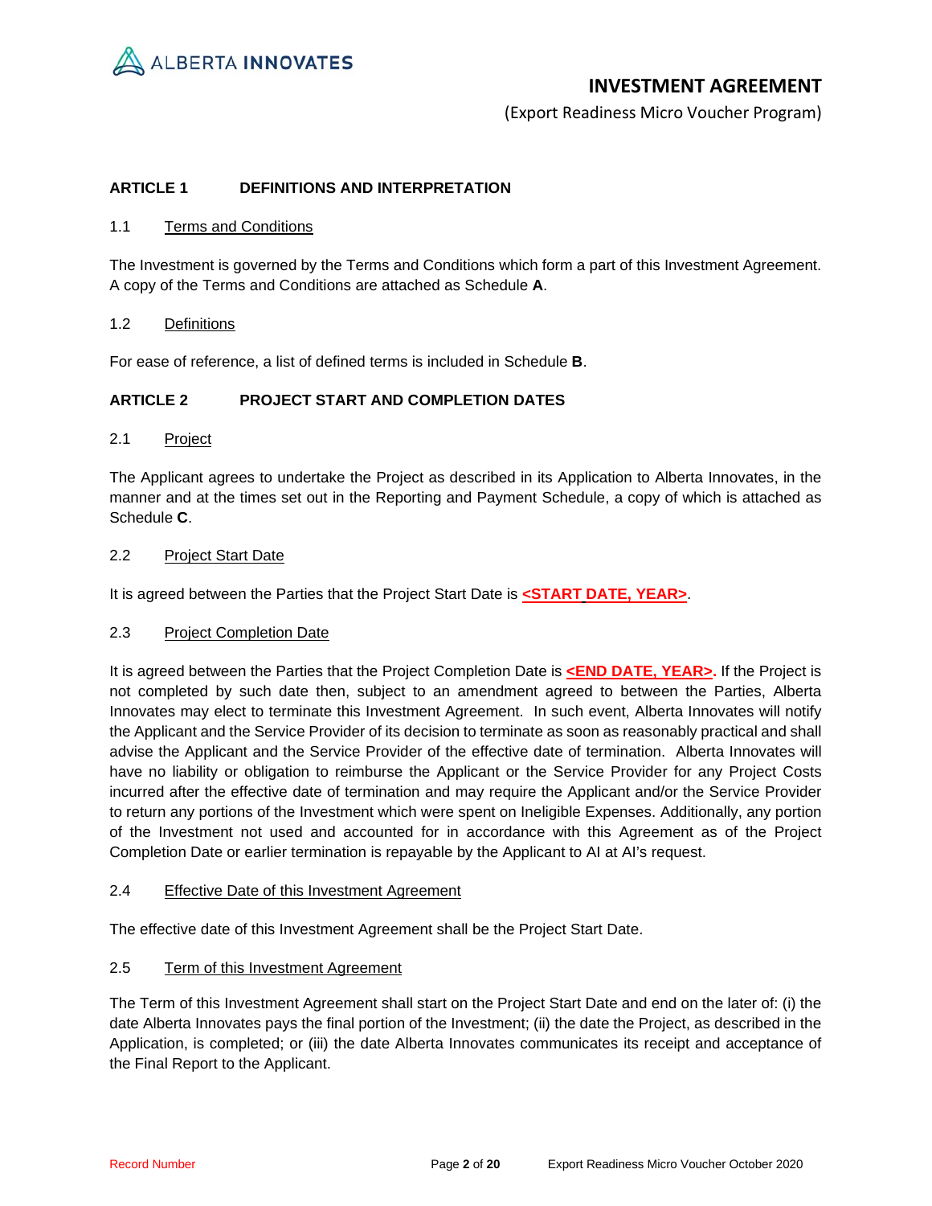## INVESTMENT AGREEMENT

(Export Readiness Micro Voucher Program)

### ARTICLE 1 DEFINITIONS AND INTERPRETATION

1.1 Terms and Conditions

The Investment is governed by the Terms and Conditions which form a part of this Investment Agreement. A copy of the Terms and Conditions are attached as Schedule **A**.

1.2 Definitions

For ease of reference, a list of defined terms is included in Schedule **B**.

### ARTICLE 2 PROJECT START AND COMPLETION DATES

2.1 Project

The Applicant agrees to undertake the Project as described in its Application to Alberta Innovates, in the manner and at the times set out in the Reporting and Payment Schedule, a copy of which is attached as Schedule **C**.

2.2 Project Start Date

It is agreed between the Parties that the Project Start Date is **<START DATE, YEAR>**.

2.3 Project Completion Date

It is agreed between the Parties that the Project Completion Date is **<END DATE, YEAR>.** If the Project is not completed by such date then, subject to an amendment agreed to between the Parties, Alberta Innovates may elect to terminate this Investment Agreement. In such event, Alberta Innovates will notify the Applicant and the Service Provider of its decision to terminate as soon as reasonably practical and shall advise the Applicant and the Service Provider of the effective date of termination. Alberta Innovates will have no liability or obligation to reimburse the Applicant or the Service Provider for any Project Costs incurred after the effective date of termination and may require the Applicant and/or the Service Provider to return any portions of the Investment which were spent on Ineligible Expenses. Additionally, any portion of the Investment not used and accounted for in accordance with this Agreement as of the Project Completion Date or earlier termination is repayable by the Applicant to AI at AI's request.

2.4 Effective Date of this Investment Agreement

The effective date of this Investment Agreement shall be the Project Start Date.

2.5 Term of this Investment Agreement

The Term of this Investment Agreement shall start on the Project Start Date and end on the later of: (i) the date Alberta Innovates pays the final portion of the Investment; (ii) the date the Project, as described in the Application, is completed; or (iii) the date Alberta Innovates communicates its receipt and acceptance of the Final Report to the Applicant.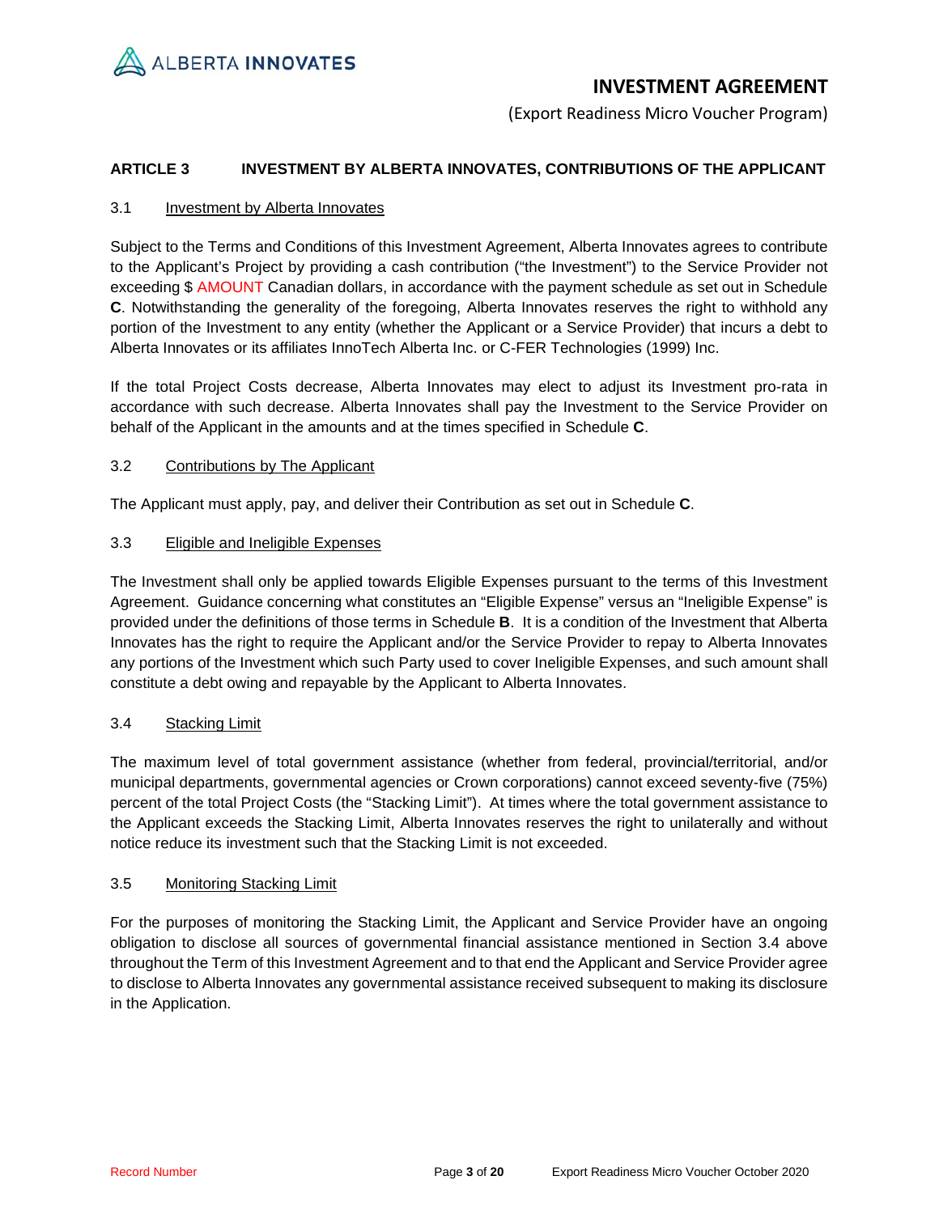## ARTICLE 3 INVESTMENT BY ALBERTA INNOVATES, CONTRIBUTIONS OF THE APPLICANT

### 3.1 Investment by Alberta Innovates

Subject to the Terms and Conditions of this Investment Agreement, Alberta Innovates agrees to contribute to the Applicant's Project by providing a cash contribution ("the Investment") to the Service Provider not exceeding $ AMOUNT Canadian dollars, in accordance with the payment schedule as set out in Schedule **C**. Notwithstanding the generality of the foregoing, Alberta Innovates reserves the right to withhold any portion of the Investment to any entity (whether the Applicant or a Service Provider) that incurs a debt to Alberta Innovates or its affiliates InnoTech Alberta Inc. or C-FER Technologies (1999) Inc.

If the total Project Costs decrease, Alberta Innovates may elect to adjust its Investment pro-rata in accordance with such decrease. Alberta Innovates shall pay the Investment to the Service Provider on behalf of the Applicant in the amounts and at the times specified in Schedule **C**.

### 3.2 Contributions by The Applicant

The Applicant must apply, pay, and deliver their Contribution as set out in Schedule **C**.

### 3.3 Eligible and Ineligible Expenses

The Investment shall only be applied towards Eligible Expenses pursuant to the terms of this Investment Agreement. Guidance concerning what constitutes an "Eligible Expense" versus an "Ineligible Expense" is provided under the definitions of those terms in Schedule **B**. It is a condition of the Investment that Alberta Innovates has the right to require the Applicant and/or the Service Provider to repay to Alberta Innovates any portions of the Investment which such Party used to cover Ineligible Expenses, and such amount shall constitute a debt owing and repayable by the Applicant to Alberta Innovates.

### 3.4 Stacking Limit

The maximum level of total government assistance (whether from federal, provincial/territorial, and/or municipal departments, governmental agencies or Crown corporations) cannot exceed seventy-five (75%) percent of the total Project Costs (the "Stacking Limit"). At times where the total government assistance to the Applicant exceeds the Stacking Limit, Alberta Innovates reserves the right to unilaterally and without notice reduce its investment such that the Stacking Limit is not exceeded.

### 3.5 Monitoring Stacking Limit

For the purposes of monitoring the Stacking Limit, the Applicant and Service Provider have an ongoing obligation to disclose all sources of governmental financial assistance mentioned in Section 3.4 above throughout the Term of this Investment Agreement and to that end the Applicant and Service Provider agree to disclose to Alberta Innovates any governmental assistance received subsequent to making its disclosure in the Application.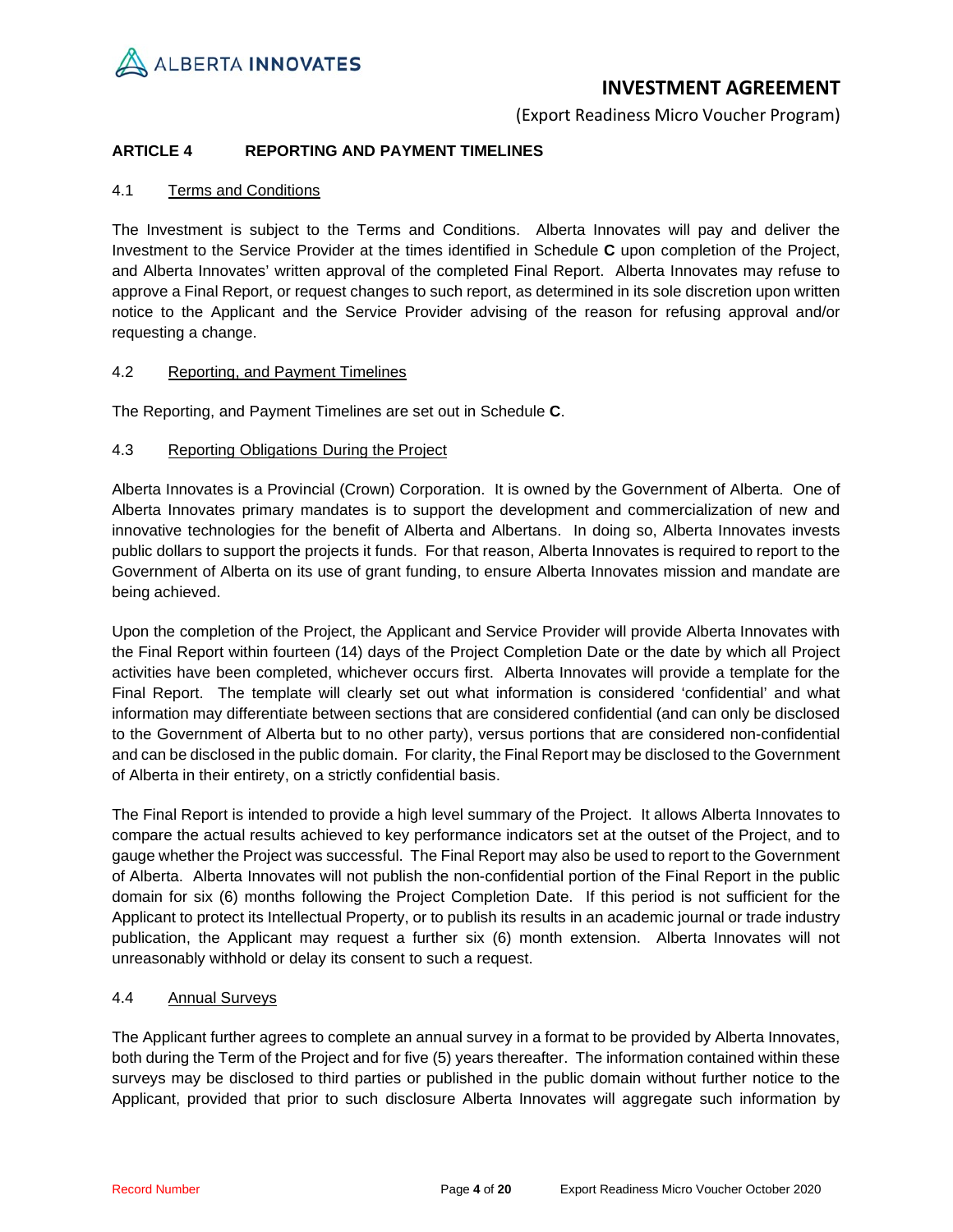## ARTICLE 4 REPORTING AND PAYMENT TIMELINES

### 4.1 Terms and Conditions

The Investment is subject to the Terms and Conditions. Alberta Innovates will pay and deliver the Investment to the Service Provider at the times identified in Schedule **C** upon completion of the Project, and Alberta Innovates' written approval of the completed Final Report. Alberta Innovates may refuse to approve a Final Report, or request changes to such report, as determined in its sole discretion upon written notice to the Applicant and the Service Provider advising of the reason for refusing approval and/or requesting a change.

### 4.2 Reporting, and Payment Timelines

The Reporting, and Payment Timelines are set out in Schedule **C**.

### 4.3 Reporting Obligations During the Project

Alberta Innovates is a Provincial (Crown) Corporation. It is owned by the Government of Alberta. One of Alberta Innovates primary mandates is to support the development and commercialization of new and innovative technologies for the benefit of Alberta and Albertans. In doing so, Alberta Innovates invests public dollars to support the projects it funds. For that reason, Alberta Innovates is required to report to the Government of Alberta on its use of grant funding, to ensure Alberta Innovates mission and mandate are being achieved.

Upon the completion of the Project, the Applicant and Service Provider will provide Alberta Innovates with the Final Report within fourteen (14) days of the Project Completion Date or the date by which all Project activities have been completed, whichever occurs first. Alberta Innovates will provide a template for the Final Report. The template will clearly set out what information is considered 'confidential' and what information may differentiate between sections that are considered confidential (and can only be disclosed to the Government of Alberta but to no other party), versus portions that are considered non-confidential and can be disclosed in the public domain. For clarity, the Final Report may be disclosed to the Government of Alberta in their entirety, on a strictly confidential basis.

The Final Report is intended to provide a high level summary of the Project. It allows Alberta Innovates to compare the actual results achieved to key performance indicators set at the outset of the Project, and to gauge whether the Project was successful. The Final Report may also be used to report to the Government of Alberta. Alberta Innovates will not publish the non-confidential portion of the Final Report in the public domain for six (6) months following the Project Completion Date. If this period is not sufficient for the Applicant to protect its Intellectual Property, or to publish its results in an academic journal or trade industry publication, the Applicant may request a further six (6) month extension. Alberta Innovates will not unreasonably withhold or delay its consent to such a request.

### 4.4 Annual Surveys

The Applicant further agrees to complete an annual survey in a format to be provided by Alberta Innovates, both during the Term of the Project and for five (5) years thereafter. The information contained within these surveys may be disclosed to third parties or published in the public domain without further notice to the Applicant, provided that prior to such disclosure Alberta Innovates will aggregate such information by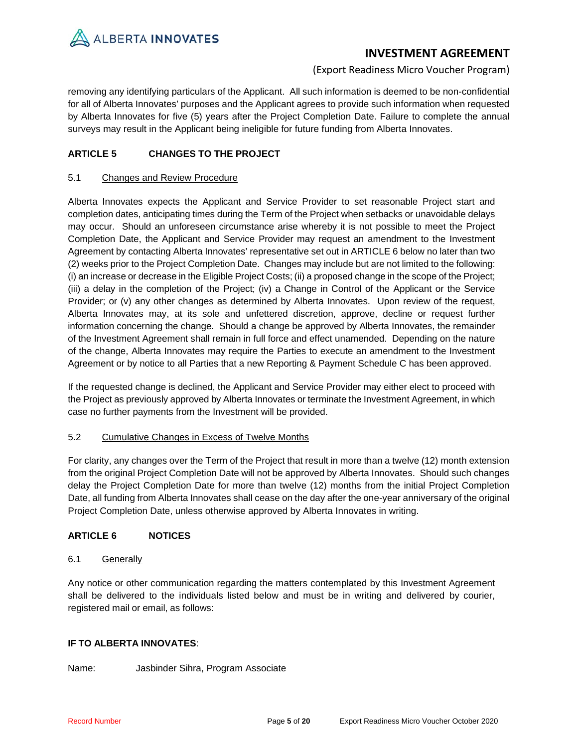removing any identifying particulars of the Applicant. All such information is deemed to be non-confidential for all of Alberta Innovates' purposes and the Applicant agrees to provide such information when requested by Alberta Innovates for five (5) years after the Project Completion Date. Failure to complete the annual surveys may result in the Applicant being ineligible for future funding from Alberta Innovates.

## ARTICLE 5 CHANGES TO THE PROJECT

### 5.1 Changes and Review Procedure

Alberta Innovates expects the Applicant and Service Provider to set reasonable Project start and completion dates, anticipating times during the Term of the Project when setbacks or unavoidable delays may occur. Should an unforeseen circumstance arise whereby it is not possible to meet the Project Completion Date, the Applicant and Service Provider may request an amendment to the Investment Agreement by contacting Alberta Innovates' representative set out in ARTICLE 6 below no later than two (2) weeks prior to the Project Completion Date. Changes may include but are not limited to the following: (i) an increase or decrease in the Eligible Project Costs; (ii) a proposed change in the scope of the Project; (iii) a delay in the completion of the Project; (iv) a Change in Control of the Applicant or the Service Provider; or (v) any other changes as determined by Alberta Innovates. Upon review of the request, Alberta Innovates may, at its sole and unfettered discretion, approve, decline or request further information concerning the change. Should a change be approved by Alberta Innovates, the remainder of the Investment Agreement shall remain in full force and effect unamended. Depending on the nature of the change, Alberta Innovates may require the Parties to execute an amendment to the Investment Agreement or by notice to all Parties that a new Reporting & Payment Schedule C has been approved.

If the requested change is declined, the Applicant and Service Provider may either elect to proceed with the Project as previously approved by Alberta Innovates or terminate the Investment Agreement, in which case no further payments from the Investment will be provided.

### 5.2 Cumulative Changes in Excess of Twelve Months

For clarity, any changes over the Term of the Project that result in more than a twelve (12) month extension from the original Project Completion Date will not be approved by Alberta Innovates. Should such changes delay the Project Completion Date for more than twelve (12) months from the initial Project Completion Date, all funding from Alberta Innovates shall cease on the day after the one-year anniversary of the original Project Completion Date, unless otherwise approved by Alberta Innovates in writing.

## ARTICLE 6 NOTICES

### 6.1 Generally

Any notice or other communication regarding the matters contemplated by this Investment Agreement shall be delivered to the individuals listed below and must be in writing and delivered by courier, registered mail or email, as follows:

**IF TO ALBERTA INNOVATES**:

Name: Jasbinder Sihra, Program Associate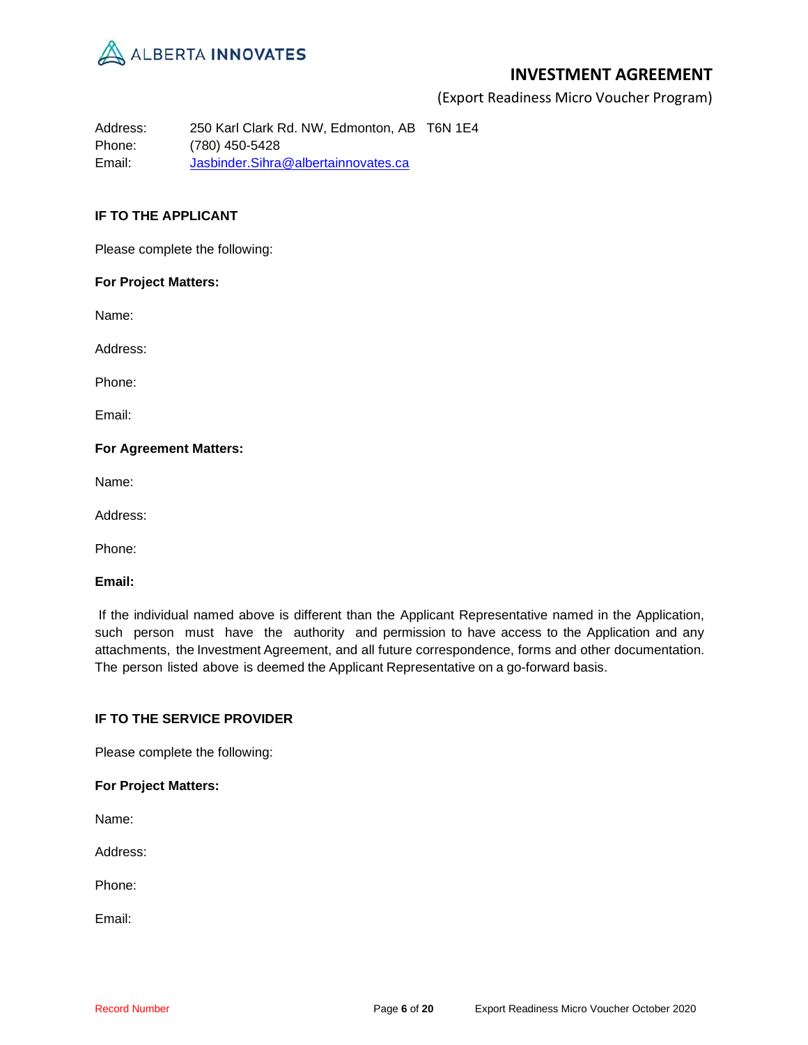Address: 250 Karl Clark Rd. NW, Edmonton, AB T6N 1E4
Phone: (780) 450-5428
Email: Jasbinder.Sihra@albertainnovates.ca

**IF TO THE APPLICANT**

Please complete the following:

**For Project Matters:**

Name:

Address:

Phone:

Email:

**For Agreement Matters:**

Name:

Address:

Phone:

**Email:**

If the individual named above is different than the Applicant Representative named in the Application, such person must have the authority and permission to have access to the Application and any attachments, the Investment Agreement, and all future correspondence, forms and other documentation. The person listed above is deemed the Applicant Representative on a go-forward basis.

**IF TO THE SERVICE PROVIDER**

Please complete the following:

**For Project Matters:**

Name:

Address:

Phone:

Email: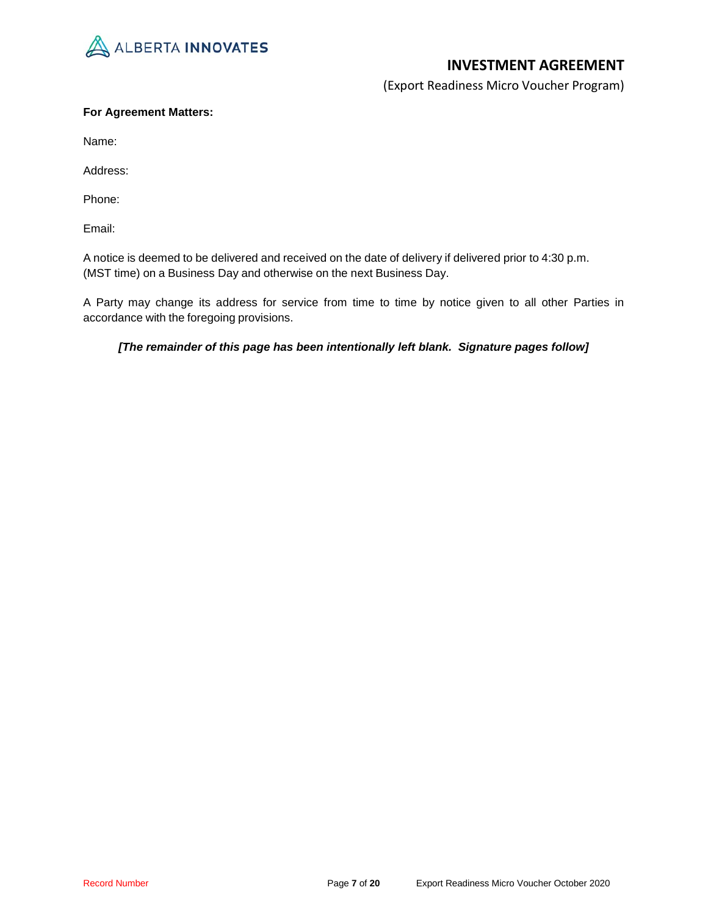**For Agreement Matters:**

Name:

Address:

Phone:

Email:

A notice is deemed to be delivered and received on the date of delivery if delivered prior to 4:30 p.m. (MST time) on a Business Day and otherwise on the next Business Day.

A Party may change its address for service from time to time by notice given to all other Parties in accordance with the foregoing provisions.

***[The remainder of this page has been intentionally left blank. Signature pages follow]***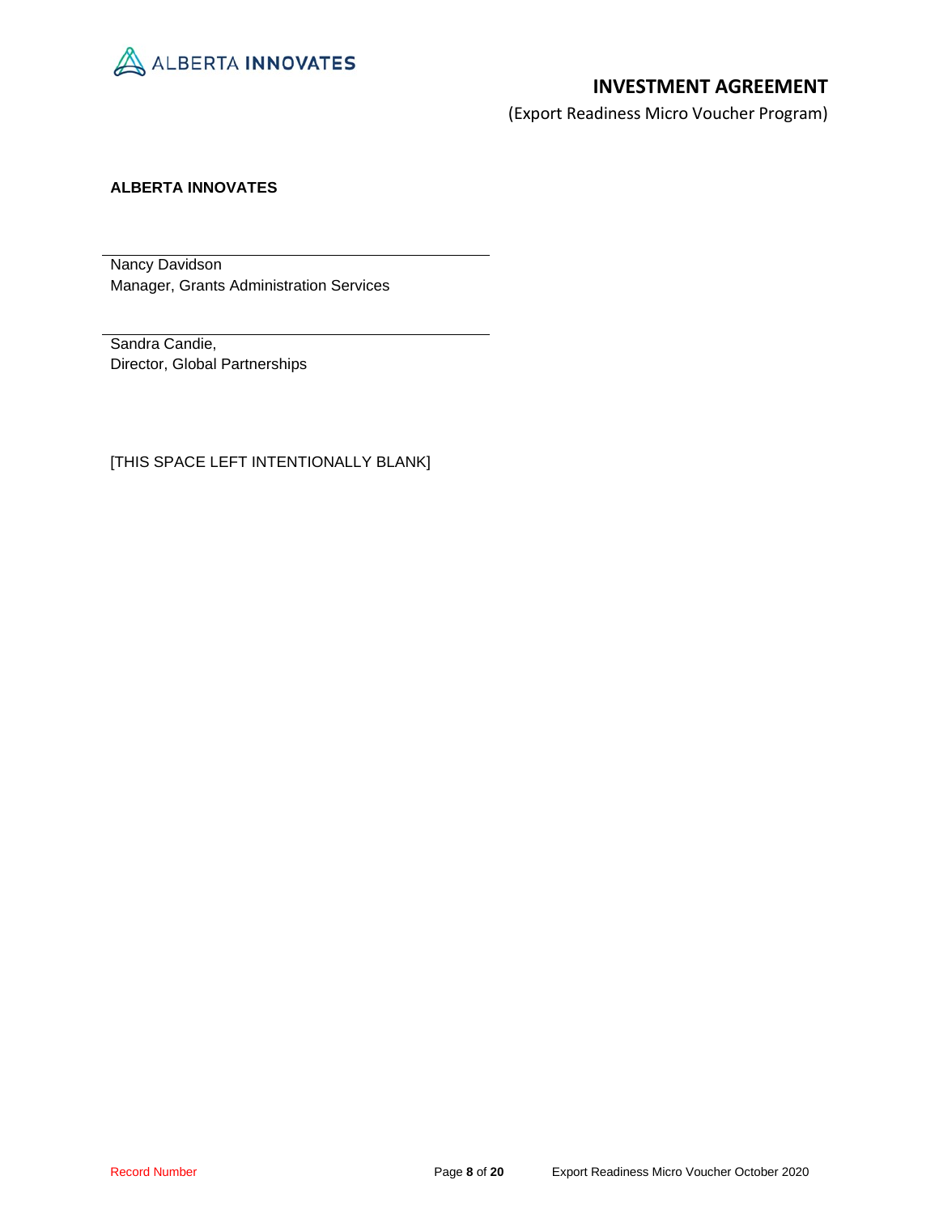**ALBERTA INNOVATES**

\_\_\_\_\_\_\_\_\_\_\_\_\_\_\_\_\_\_\_\_\_\_\_\_\_\_\_\_\_\_\_\_\_\_\_\_\_\_\_\_

Nancy Davidson
Manager, Grants Administration Services

\_\_\_\_\_\_\_\_\_\_\_\_\_\_\_\_\_\_\_\_\_\_\_\_\_\_\_\_\_\_\_\_\_\_\_\_\_\_\_\_

Sandra Candie,
Director, Global Partnerships

[THIS SPACE LEFT INTENTIONALLY BLANK]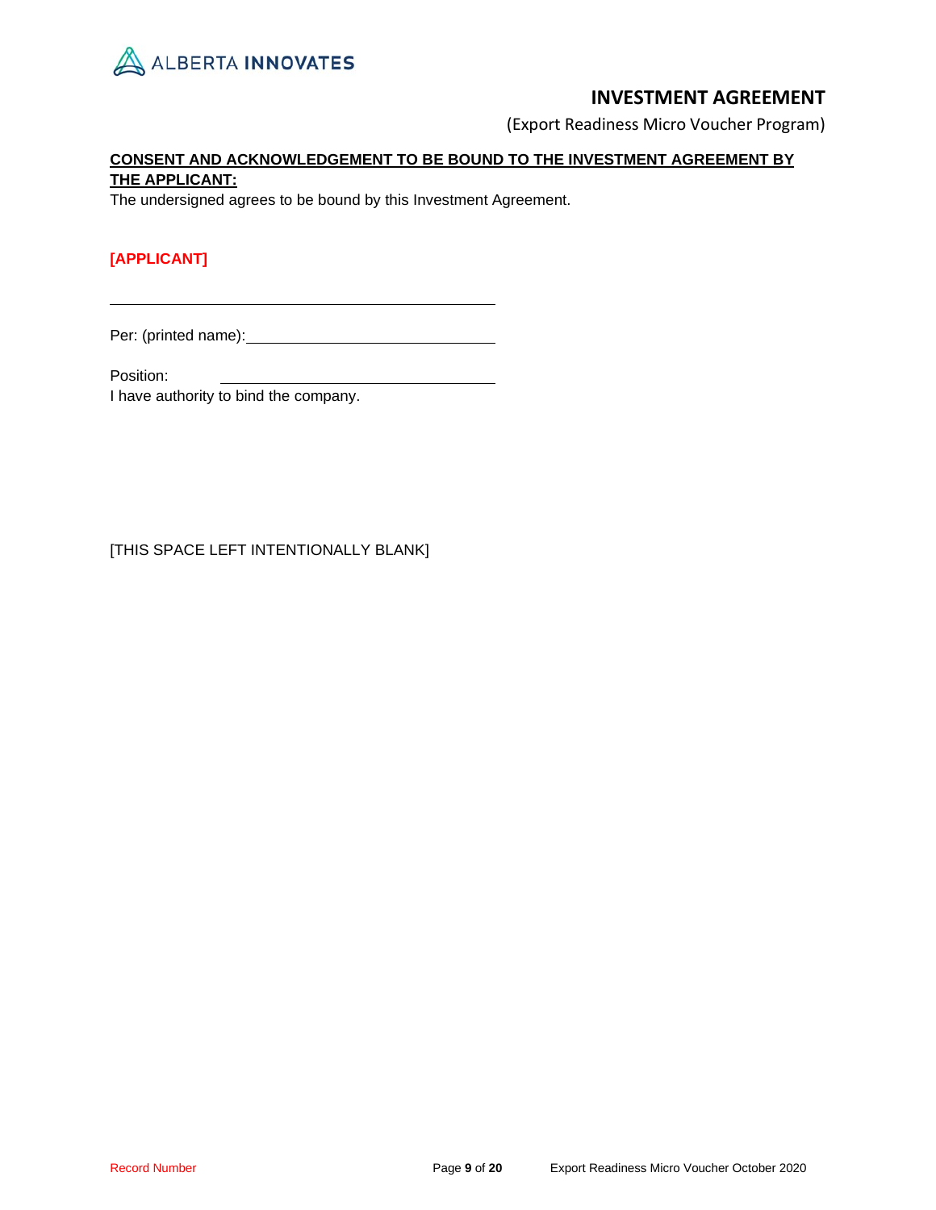**CONSENT AND ACKNOWLEDGEMENT TO BE BOUND TO THE INVESTMENT AGREEMENT BY THE APPLICANT:**

The undersigned agrees to be bound by this Investment Agreement.

**[APPLICANT]**

\_\_\_\_\_\_\_\_\_\_\_\_\_\_\_\_\_\_\_\_\_\_\_\_\_\_\_\_\_\_\_\_\_\_\_\_\_\_\_\_\_\_

Per: (printed name): \_\_\_\_\_\_\_\_\_\_\_\_\_\_\_\_\_\_\_\_\_\_\_\_\_\_\_

Position: \_\_\_\_\_\_\_\_\_\_\_\_\_\_\_\_\_\_\_\_\_\_\_\_\_\_\_\_\_\_

I have authority to bind the company.

[THIS SPACE LEFT INTENTIONALLY BLANK]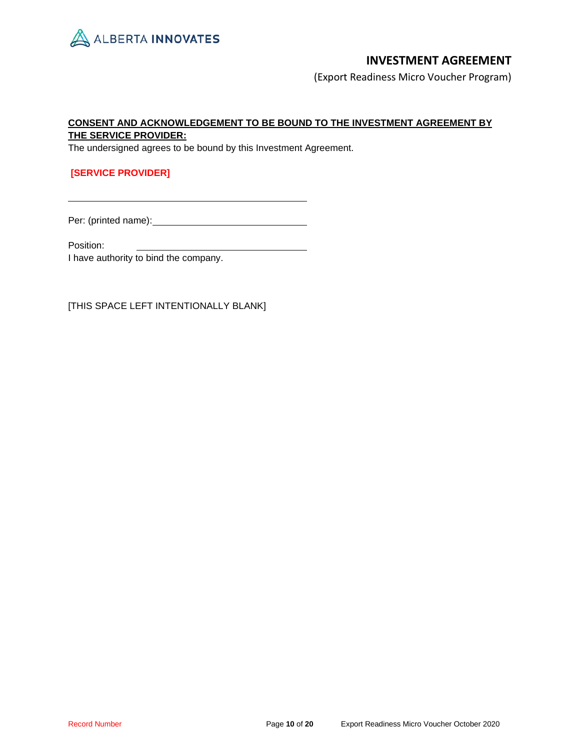**CONSENT AND ACKNOWLEDGEMENT TO BE BOUND TO THE INVESTMENT AGREEMENT BY THE SERVICE PROVIDER:**

The undersigned agrees to be bound by this Investment Agreement.

**[SERVICE PROVIDER]**

\_\_\_\_\_\_\_\_\_\_\_\_\_\_\_\_\_\_\_\_\_\_\_\_\_\_\_\_\_\_\_\_\_\_\_\_\_\_\_\_

Per: (printed name): \_\_\_\_\_\_\_\_\_\_\_\_\_\_\_\_\_\_\_\_\_\_\_\_\_\_

Position: \_\_\_\_\_\_\_\_\_\_\_\_\_\_\_\_\_\_\_\_\_\_\_\_\_\_\_\_\_

I have authority to bind the company.

[THIS SPACE LEFT INTENTIONALLY BLANK]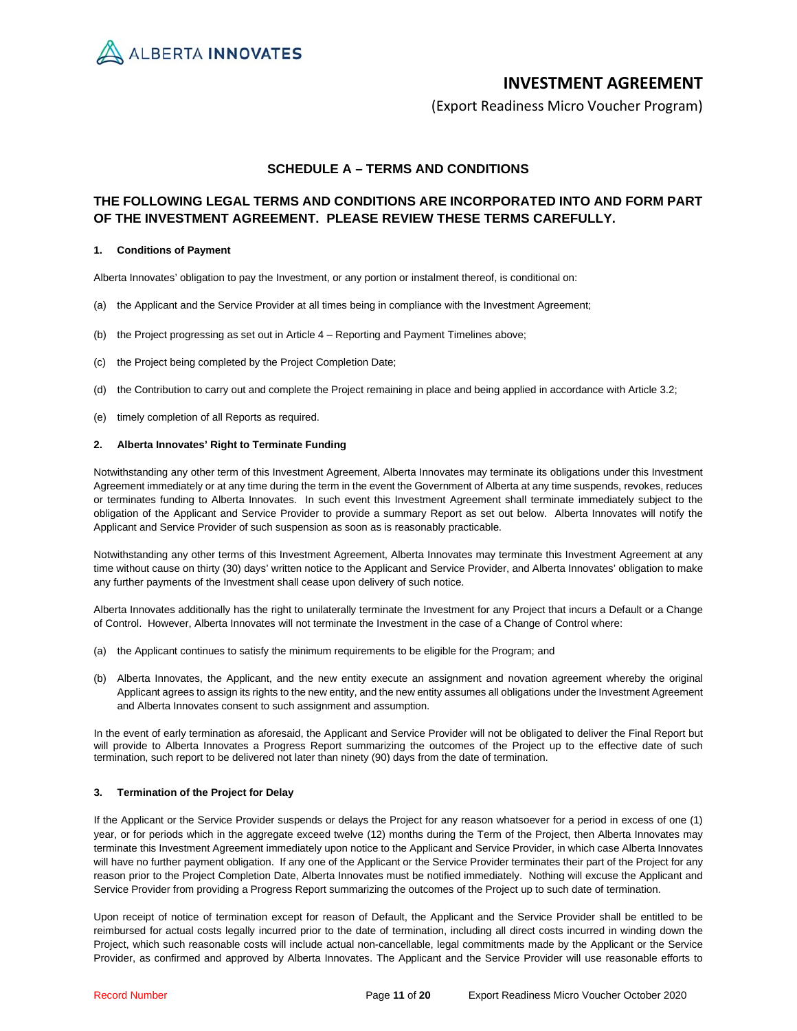# INVESTMENT AGREEMENT

(Export Readiness Micro Voucher Program)

## SCHEDULE A – TERMS AND CONDITIONS

## THE FOLLOWING LEGAL TERMS AND CONDITIONS ARE INCORPORATED INTO AND FORM PART OF THE INVESTMENT AGREEMENT. PLEASE REVIEW THESE TERMS CAREFULLY.

### 1. Conditions of Payment

Alberta Innovates' obligation to pay the Investment, or any portion or instalment thereof, is conditional on:

(a) the Applicant and the Service Provider at all times being in compliance with the Investment Agreement;

(b) the Project progressing as set out in Article 4 – Reporting and Payment Timelines above;

(c) the Project being completed by the Project Completion Date;

(d) the Contribution to carry out and complete the Project remaining in place and being applied in accordance with Article 3.2;

(e) timely completion of all Reports as required.

### 2. Alberta Innovates' Right to Terminate Funding

Notwithstanding any other term of this Investment Agreement, Alberta Innovates may terminate its obligations under this Investment Agreement immediately or at any time during the term in the event the Government of Alberta at any time suspends, revokes, reduces or terminates funding to Alberta Innovates. In such event this Investment Agreement shall terminate immediately subject to the obligation of the Applicant and Service Provider to provide a summary Report as set out below. Alberta Innovates will notify the Applicant and Service Provider of such suspension as soon as is reasonably practicable.

Notwithstanding any other terms of this Investment Agreement, Alberta Innovates may terminate this Investment Agreement at any time without cause on thirty (30) days' written notice to the Applicant and Service Provider, and Alberta Innovates' obligation to make any further payments of the Investment shall cease upon delivery of such notice.

Alberta Innovates additionally has the right to unilaterally terminate the Investment for any Project that incurs a Default or a Change of Control. However, Alberta Innovates will not terminate the Investment in the case of a Change of Control where:

(a) the Applicant continues to satisfy the minimum requirements to be eligible for the Program; and

(b) Alberta Innovates, the Applicant, and the new entity execute an assignment and novation agreement whereby the original Applicant agrees to assign its rights to the new entity, and the new entity assumes all obligations under the Investment Agreement and Alberta Innovates consent to such assignment and assumption.

In the event of early termination as aforesaid, the Applicant and Service Provider will not be obligated to deliver the Final Report but will provide to Alberta Innovates a Progress Report summarizing the outcomes of the Project up to the effective date of such termination, such report to be delivered not later than ninety (90) days from the date of termination.

### 3. Termination of the Project for Delay

If the Applicant or the Service Provider suspends or delays the Project for any reason whatsoever for a period in excess of one (1) year, or for periods which in the aggregate exceed twelve (12) months during the Term of the Project, then Alberta Innovates may terminate this Investment Agreement immediately upon notice to the Applicant and Service Provider, in which case Alberta Innovates will have no further payment obligation. If any one of the Applicant or the Service Provider terminates their part of the Project for any reason prior to the Project Completion Date, Alberta Innovates must be notified immediately. Nothing will excuse the Applicant and Service Provider from providing a Progress Report summarizing the outcomes of the Project up to such date of termination.

Upon receipt of notice of termination except for reason of Default, the Applicant and the Service Provider shall be entitled to be reimbursed for actual costs legally incurred prior to the date of termination, including all direct costs incurred in winding down the Project, which such reasonable costs will include actual non-cancellable, legal commitments made by the Applicant or the Service Provider, as confirmed and approved by Alberta Innovates. The Applicant and the Service Provider will use reasonable efforts to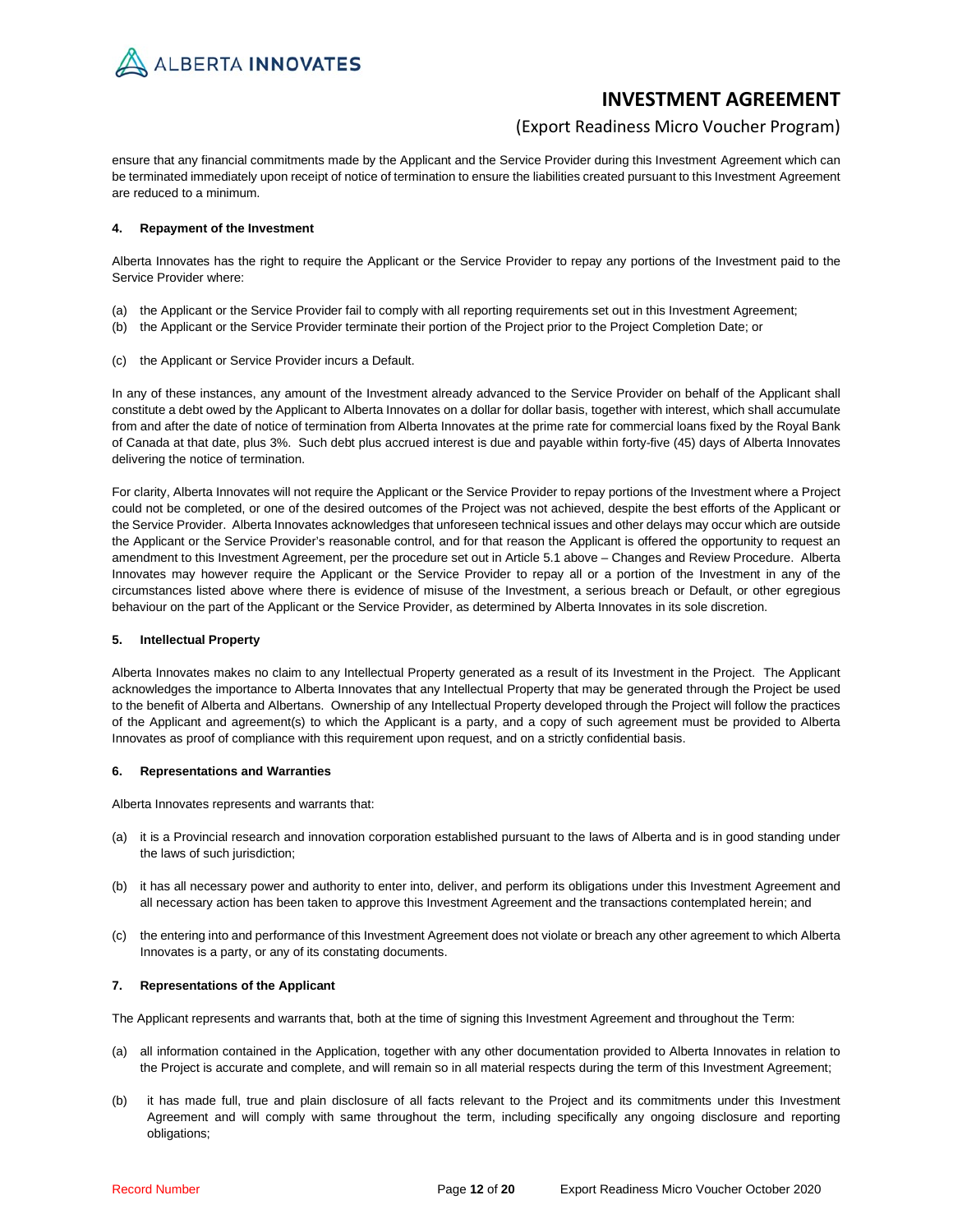ensure that any financial commitments made by the Applicant and the Service Provider during this Investment Agreement which can be terminated immediately upon receipt of notice of termination to ensure the liabilities created pursuant to this Investment Agreement are reduced to a minimum.

**4. Repayment of the Investment**

Alberta Innovates has the right to require the Applicant or the Service Provider to repay any portions of the Investment paid to the Service Provider where:

(a) the Applicant or the Service Provider fail to comply with all reporting requirements set out in this Investment Agreement;
(b) the Applicant or the Service Provider terminate their portion of the Project prior to the Project Completion Date; or

(c) the Applicant or Service Provider incurs a Default.

In any of these instances, any amount of the Investment already advanced to the Service Provider on behalf of the Applicant shall constitute a debt owed by the Applicant to Alberta Innovates on a dollar for dollar basis, together with interest, which shall accumulate from and after the date of notice of termination from Alberta Innovates at the prime rate for commercial loans fixed by the Royal Bank of Canada at that date, plus 3%. Such debt plus accrued interest is due and payable within forty-five (45) days of Alberta Innovates delivering the notice of termination.

For clarity, Alberta Innovates will not require the Applicant or the Service Provider to repay portions of the Investment where a Project could not be completed, or one of the desired outcomes of the Project was not achieved, despite the best efforts of the Applicant or the Service Provider. Alberta Innovates acknowledges that unforeseen technical issues and other delays may occur which are outside the Applicant or the Service Provider's reasonable control, and for that reason the Applicant is offered the opportunity to request an amendment to this Investment Agreement, per the procedure set out in Article 5.1 above – Changes and Review Procedure. Alberta Innovates may however require the Applicant or the Service Provider to repay all or a portion of the Investment in any of the circumstances listed above where there is evidence of misuse of the Investment, a serious breach or Default, or other egregious behaviour on the part of the Applicant or the Service Provider, as determined by Alberta Innovates in its sole discretion.

**5. Intellectual Property**

Alberta Innovates makes no claim to any Intellectual Property generated as a result of its Investment in the Project. The Applicant acknowledges the importance to Alberta Innovates that any Intellectual Property that may be generated through the Project be used to the benefit of Alberta and Albertans. Ownership of any Intellectual Property developed through the Project will follow the practices of the Applicant and agreement(s) to which the Applicant is a party, and a copy of such agreement must be provided to Alberta Innovates as proof of compliance with this requirement upon request, and on a strictly confidential basis.

**6. Representations and Warranties**

Alberta Innovates represents and warrants that:

(a) it is a Provincial research and innovation corporation established pursuant to the laws of Alberta and is in good standing under the laws of such jurisdiction;

(b) it has all necessary power and authority to enter into, deliver, and perform its obligations under this Investment Agreement and all necessary action has been taken to approve this Investment Agreement and the transactions contemplated herein; and

(c) the entering into and performance of this Investment Agreement does not violate or breach any other agreement to which Alberta Innovates is a party, or any of its constating documents.

**7. Representations of the Applicant**

The Applicant represents and warrants that, both at the time of signing this Investment Agreement and throughout the Term:

(a) all information contained in the Application, together with any other documentation provided to Alberta Innovates in relation to the Project is accurate and complete, and will remain so in all material respects during the term of this Investment Agreement;

(b) it has made full, true and plain disclosure of all facts relevant to the Project and its commitments under this Investment Agreement and will comply with same throughout the term, including specifically any ongoing disclosure and reporting obligations;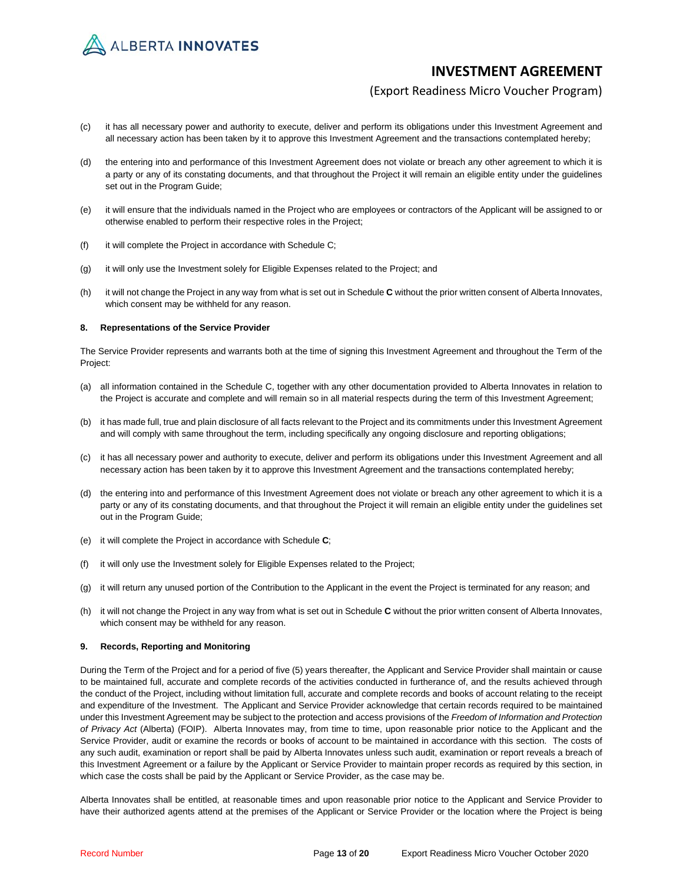(c) it has all necessary power and authority to execute, deliver and perform its obligations under this Investment Agreement and all necessary action has been taken by it to approve this Investment Agreement and the transactions contemplated hereby;

(d) the entering into and performance of this Investment Agreement does not violate or breach any other agreement to which it is a party or any of its constating documents, and that throughout the Project it will remain an eligible entity under the guidelines set out in the Program Guide;

(e) it will ensure that the individuals named in the Project who are employees or contractors of the Applicant will be assigned to or otherwise enabled to perform their respective roles in the Project;

(f) it will complete the Project in accordance with Schedule C;

(g) it will only use the Investment solely for Eligible Expenses related to the Project; and

(h) it will not change the Project in any way from what is set out in Schedule **C** without the prior written consent of Alberta Innovates, which consent may be withheld for any reason.

**8. Representations of the Service Provider**

The Service Provider represents and warrants both at the time of signing this Investment Agreement and throughout the Term of the Project:

(a) all information contained in the Schedule C, together with any other documentation provided to Alberta Innovates in relation to the Project is accurate and complete and will remain so in all material respects during the term of this Investment Agreement;

(b) it has made full, true and plain disclosure of all facts relevant to the Project and its commitments under this Investment Agreement and will comply with same throughout the term, including specifically any ongoing disclosure and reporting obligations;

(c) it has all necessary power and authority to execute, deliver and perform its obligations under this Investment Agreement and all necessary action has been taken by it to approve this Investment Agreement and the transactions contemplated hereby;

(d) the entering into and performance of this Investment Agreement does not violate or breach any other agreement to which it is a party or any of its constating documents, and that throughout the Project it will remain an eligible entity under the guidelines set out in the Program Guide;

(e) it will complete the Project in accordance with Schedule **C**;

(f) it will only use the Investment solely for Eligible Expenses related to the Project;

(g) it will return any unused portion of the Contribution to the Applicant in the event the Project is terminated for any reason; and

(h) it will not change the Project in any way from what is set out in Schedule **C** without the prior written consent of Alberta Innovates, which consent may be withheld for any reason.

**9. Records, Reporting and Monitoring**

During the Term of the Project and for a period of five (5) years thereafter, the Applicant and Service Provider shall maintain or cause to be maintained full, accurate and complete records of the activities conducted in furtherance of, and the results achieved through the conduct of the Project, including without limitation full, accurate and complete records and books of account relating to the receipt and expenditure of the Investment. The Applicant and Service Provider acknowledge that certain records required to be maintained under this Investment Agreement may be subject to the protection and access provisions of the *Freedom of Information and Protection of Privacy Act* (Alberta) (FOIP). Alberta Innovates may, from time to time, upon reasonable prior notice to the Applicant and the Service Provider, audit or examine the records or books of account to be maintained in accordance with this section. The costs of any such audit, examination or report shall be paid by Alberta Innovates unless such audit, examination or report reveals a breach of this Investment Agreement or a failure by the Applicant or Service Provider to maintain proper records as required by this section, in which case the costs shall be paid by the Applicant or Service Provider, as the case may be.

Alberta Innovates shall be entitled, at reasonable times and upon reasonable prior notice to the Applicant and Service Provider to have their authorized agents attend at the premises of the Applicant or Service Provider or the location where the Project is being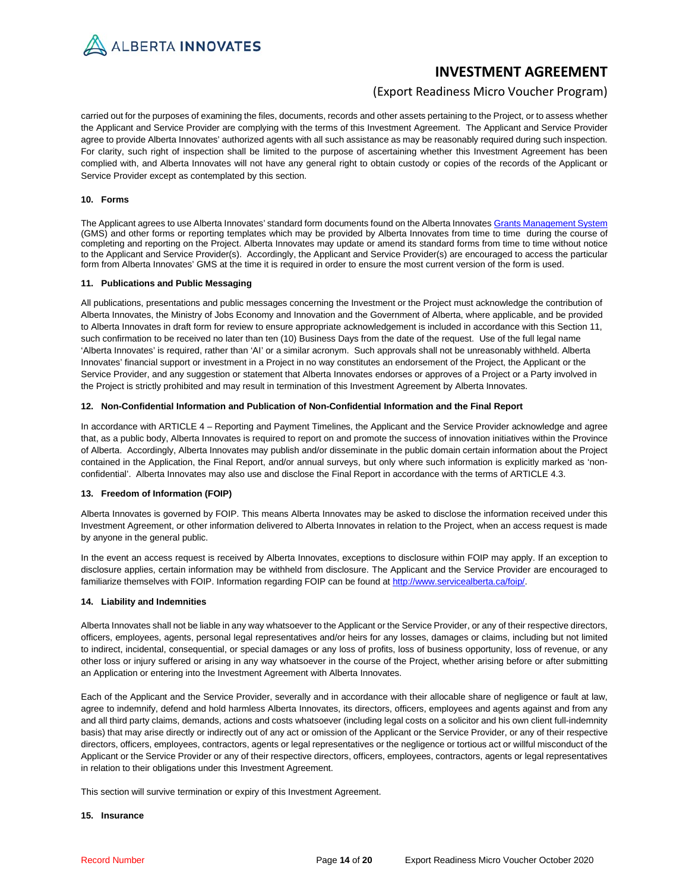carried out for the purposes of examining the files, documents, records and other assets pertaining to the Project, or to assess whether the Applicant and Service Provider are complying with the terms of this Investment Agreement. The Applicant and Service Provider agree to provide Alberta Innovates' authorized agents with all such assistance as may be reasonably required during such inspection. For clarity, such right of inspection shall be limited to the purpose of ascertaining whether this Investment Agreement has been complied with, and Alberta Innovates will not have any general right to obtain custody or copies of the records of the Applicant or Service Provider except as contemplated by this section.

**10. Forms**

The Applicant agrees to use Alberta Innovates' standard form documents found on the Alberta Innovates [Grants Management System](#) (GMS) and other forms or reporting templates which may be provided by Alberta Innovates from time to time during the course of completing and reporting on the Project. Alberta Innovates may update or amend its standard forms from time to time without notice to the Applicant and Service Provider(s). Accordingly, the Applicant and Service Provider(s) are encouraged to access the particular form from Alberta Innovates' GMS at the time it is required in order to ensure the most current version of the form is used.

**11. Publications and Public Messaging**

All publications, presentations and public messages concerning the Investment or the Project must acknowledge the contribution of Alberta Innovates, the Ministry of Jobs Economy and Innovation and the Government of Alberta, where applicable, and be provided to Alberta Innovates in draft form for review to ensure appropriate acknowledgement is included in accordance with this Section 11, such confirmation to be received no later than ten (10) Business Days from the date of the request. Use of the full legal name 'Alberta Innovates' is required, rather than 'AI' or a similar acronym. Such approvals shall not be unreasonably withheld. Alberta Innovates' financial support or investment in a Project in no way constitutes an endorsement of the Project, the Applicant or the Service Provider, and any suggestion or statement that Alberta Innovates endorses or approves of a Project or a Party involved in the Project is strictly prohibited and may result in termination of this Investment Agreement by Alberta Innovates.

**12. Non-Confidential Information and Publication of Non-Confidential Information and the Final Report**

In accordance with ARTICLE 4 – Reporting and Payment Timelines, the Applicant and the Service Provider acknowledge and agree that, as a public body, Alberta Innovates is required to report on and promote the success of innovation initiatives within the Province of Alberta. Accordingly, Alberta Innovates may publish and/or disseminate in the public domain certain information about the Project contained in the Application, the Final Report, and/or annual surveys, but only where such information is explicitly marked as 'non-confidential'. Alberta Innovates may also use and disclose the Final Report in accordance with the terms of ARTICLE 4.3.

**13. Freedom of Information (FOIP)**

Alberta Innovates is governed by FOIP. This means Alberta Innovates may be asked to disclose the information received under this Investment Agreement, or other information delivered to Alberta Innovates in relation to the Project, when an access request is made by anyone in the general public.

In the event an access request is received by Alberta Innovates, exceptions to disclosure within FOIP may apply. If an exception to disclosure applies, certain information may be withheld from disclosure. The Applicant and the Service Provider are encouraged to familiarize themselves with FOIP. Information regarding FOIP can be found at [http://www.servicealberta.ca/foip/](http://www.servicealberta.ca/foip/).

**14. Liability and Indemnities**

Alberta Innovates shall not be liable in any way whatsoever to the Applicant or the Service Provider, or any of their respective directors, officers, employees, agents, personal legal representatives and/or heirs for any losses, damages or claims, including but not limited to indirect, incidental, consequential, or special damages or any loss of profits, loss of business opportunity, loss of revenue, or any other loss or injury suffered or arising in any way whatsoever in the course of the Project, whether arising before or after submitting an Application or entering into the Investment Agreement with Alberta Innovates.

Each of the Applicant and the Service Provider, severally and in accordance with their allocable share of negligence or fault at law, agree to indemnify, defend and hold harmless Alberta Innovates, its directors, officers, employees and agents against and from any and all third party claims, demands, actions and costs whatsoever (including legal costs on a solicitor and his own client full-indemnity basis) that may arise directly or indirectly out of any act or omission of the Applicant or the Service Provider, or any of their respective directors, officers, employees, contractors, agents or legal representatives or the negligence or tortious act or willful misconduct of the Applicant or the Service Provider or any of their respective directors, officers, employees, contractors, agents or legal representatives in relation to their obligations under this Investment Agreement.

This section will survive termination or expiry of this Investment Agreement.

**15. Insurance**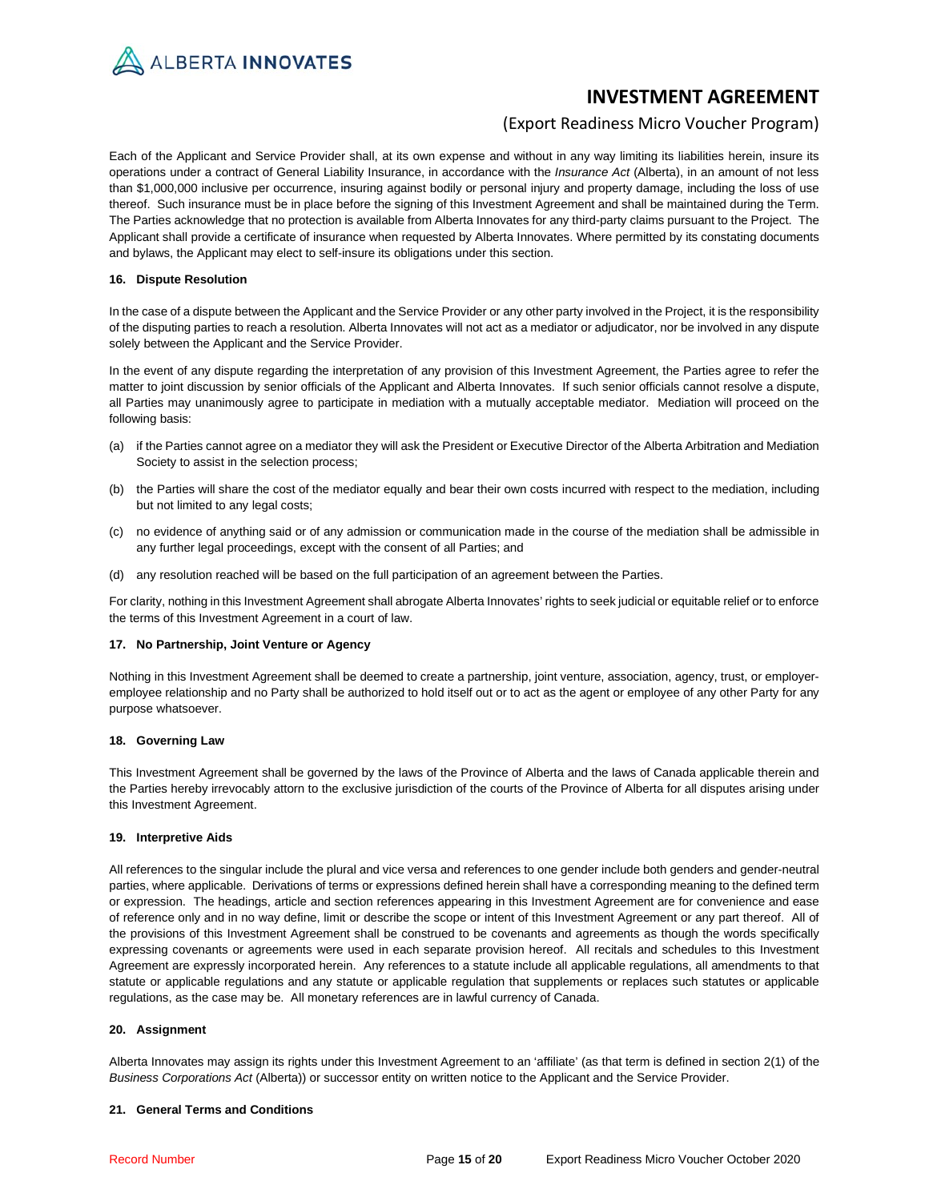Each of the Applicant and Service Provider shall, at its own expense and without in any way limiting its liabilities herein, insure its operations under a contract of General Liability Insurance, in accordance with the *Insurance Act* (Alberta), in an amount of not less than $1,000,000 inclusive per occurrence, insuring against bodily or personal injury and property damage, including the loss of use thereof. Such insurance must be in place before the signing of this Investment Agreement and shall be maintained during the Term. The Parties acknowledge that no protection is available from Alberta Innovates for any third-party claims pursuant to the Project. The Applicant shall provide a certificate of insurance when requested by Alberta Innovates. Where permitted by its constating documents and bylaws, the Applicant may elect to self-insure its obligations under this section.

**16. Dispute Resolution**

In the case of a dispute between the Applicant and the Service Provider or any other party involved in the Project, it is the responsibility of the disputing parties to reach a resolution. Alberta Innovates will not act as a mediator or adjudicator, nor be involved in any dispute solely between the Applicant and the Service Provider.

In the event of any dispute regarding the interpretation of any provision of this Investment Agreement, the Parties agree to refer the matter to joint discussion by senior officials of the Applicant and Alberta Innovates. If such senior officials cannot resolve a dispute, all Parties may unanimously agree to participate in mediation with a mutually acceptable mediator. Mediation will proceed on the following basis:

(a) if the Parties cannot agree on a mediator they will ask the President or Executive Director of the Alberta Arbitration and Mediation Society to assist in the selection process;

(b) the Parties will share the cost of the mediator equally and bear their own costs incurred with respect to the mediation, including but not limited to any legal costs;

(c) no evidence of anything said or of any admission or communication made in the course of the mediation shall be admissible in any further legal proceedings, except with the consent of all Parties; and

(d) any resolution reached will be based on the full participation of an agreement between the Parties.

For clarity, nothing in this Investment Agreement shall abrogate Alberta Innovates' rights to seek judicial or equitable relief or to enforce the terms of this Investment Agreement in a court of law.

**17. No Partnership, Joint Venture or Agency**

Nothing in this Investment Agreement shall be deemed to create a partnership, joint venture, association, agency, trust, or employer-employee relationship and no Party shall be authorized to hold itself out or to act as the agent or employee of any other Party for any purpose whatsoever.

**18. Governing Law**

This Investment Agreement shall be governed by the laws of the Province of Alberta and the laws of Canada applicable therein and the Parties hereby irrevocably attorn to the exclusive jurisdiction of the courts of the Province of Alberta for all disputes arising under this Investment Agreement.

**19. Interpretive Aids**

All references to the singular include the plural and vice versa and references to one gender include both genders and gender-neutral parties, where applicable. Derivations of terms or expressions defined herein shall have a corresponding meaning to the defined term or expression. The headings, article and section references appearing in this Investment Agreement are for convenience and ease of reference only and in no way define, limit or describe the scope or intent of this Investment Agreement or any part thereof. All of the provisions of this Investment Agreement shall be construed to be covenants and agreements as though the words specifically expressing covenants or agreements were used in each separate provision hereof. All recitals and schedules to this Investment Agreement are expressly incorporated herein. Any references to a statute include all applicable regulations, all amendments to that statute or applicable regulations and any statute or applicable regulation that supplements or replaces such statutes or applicable regulations, as the case may be. All monetary references are in lawful currency of Canada.

**20. Assignment**

Alberta Innovates may assign its rights under this Investment Agreement to an 'affiliate' (as that term is defined in section 2(1) of the *Business Corporations Act* (Alberta)) or successor entity on written notice to the Applicant and the Service Provider.

**21. General Terms and Conditions**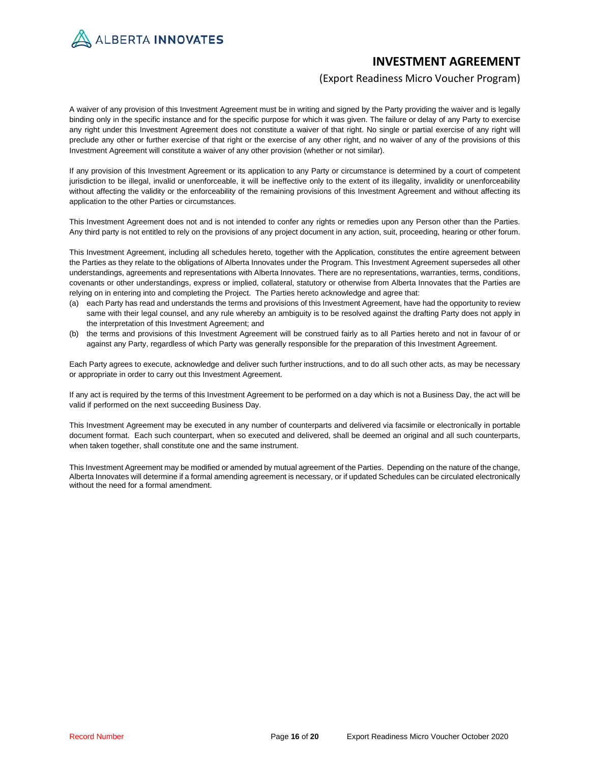A waiver of any provision of this Investment Agreement must be in writing and signed by the Party providing the waiver and is legally binding only in the specific instance and for the specific purpose for which it was given. The failure or delay of any Party to exercise any right under this Investment Agreement does not constitute a waiver of that right. No single or partial exercise of any right will preclude any other or further exercise of that right or the exercise of any other right, and no waiver of any of the provisions of this Investment Agreement will constitute a waiver of any other provision (whether or not similar).

If any provision of this Investment Agreement or its application to any Party or circumstance is determined by a court of competent jurisdiction to be illegal, invalid or unenforceable, it will be ineffective only to the extent of its illegality, invalidity or unenforceability without affecting the validity or the enforceability of the remaining provisions of this Investment Agreement and without affecting its application to the other Parties or circumstances.

This Investment Agreement does not and is not intended to confer any rights or remedies upon any Person other than the Parties. Any third party is not entitled to rely on the provisions of any project document in any action, suit, proceeding, hearing or other forum.

This Investment Agreement, including all schedules hereto, together with the Application, constitutes the entire agreement between the Parties as they relate to the obligations of Alberta Innovates under the Program. This Investment Agreement supersedes all other understandings, agreements and representations with Alberta Innovates. There are no representations, warranties, terms, conditions, covenants or other understandings, express or implied, collateral, statutory or otherwise from Alberta Innovates that the Parties are relying on in entering into and completing the Project. The Parties hereto acknowledge and agree that:

(a) each Party has read and understands the terms and provisions of this Investment Agreement, have had the opportunity to review same with their legal counsel, and any rule whereby an ambiguity is to be resolved against the drafting Party does not apply in the interpretation of this Investment Agreement; and
(b) the terms and provisions of this Investment Agreement will be construed fairly as to all Parties hereto and not in favour of or against any Party, regardless of which Party was generally responsible for the preparation of this Investment Agreement.

Each Party agrees to execute, acknowledge and deliver such further instructions, and to do all such other acts, as may be necessary or appropriate in order to carry out this Investment Agreement.

If any act is required by the terms of this Investment Agreement to be performed on a day which is not a Business Day, the act will be valid if performed on the next succeeding Business Day.

This Investment Agreement may be executed in any number of counterparts and delivered via facsimile or electronically in portable document format. Each such counterpart, when so executed and delivered, shall be deemed an original and all such counterparts, when taken together, shall constitute one and the same instrument.

This Investment Agreement may be modified or amended by mutual agreement of the Parties. Depending on the nature of the change, Alberta Innovates will determine if a formal amending agreement is necessary, or if updated Schedules can be circulated electronically without the need for a formal amendment.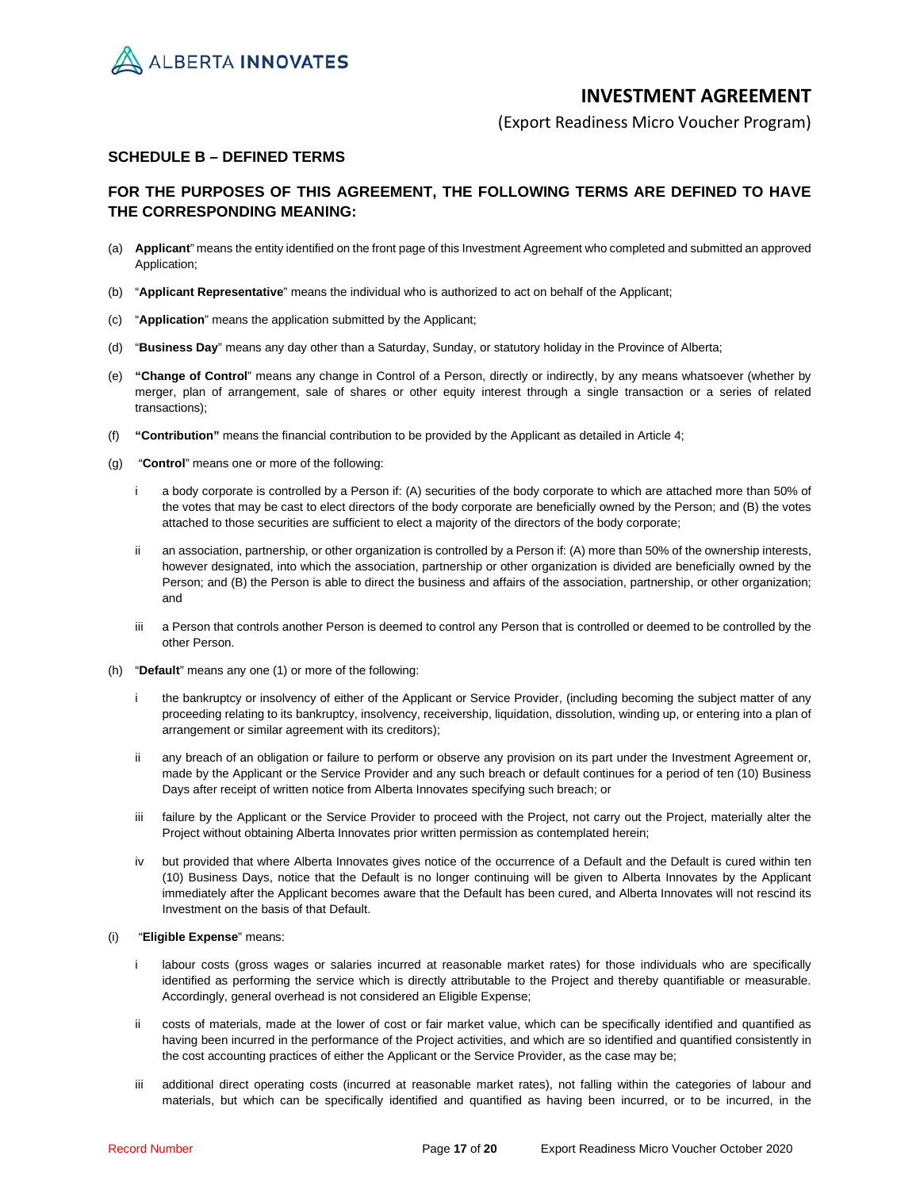## SCHEDULE B – DEFINED TERMS

### FOR THE PURPOSES OF THIS AGREEMENT, THE FOLLOWING TERMS ARE DEFINED TO HAVE THE CORRESPONDING MEANING:

(a) **Applicant**" means the entity identified on the front page of this Investment Agreement who completed and submitted an approved Application;

(b) "**Applicant Representative**" means the individual who is authorized to act on behalf of the Applicant;

(c) "**Application**" means the application submitted by the Applicant;

(d) "**Business Day**" means any day other than a Saturday, Sunday, or statutory holiday in the Province of Alberta;

(e) **"Change of Control**" means any change in Control of a Person, directly or indirectly, by any means whatsoever (whether by merger, plan of arrangement, sale of shares or other equity interest through a single transaction or a series of related transactions);

(f) **"Contribution"** means the financial contribution to be provided by the Applicant as detailed in Article 4;

(g) "**Control**" means one or more of the following:

i a body corporate is controlled by a Person if: (A) securities of the body corporate to which are attached more than 50% of the votes that may be cast to elect directors of the body corporate are beneficially owned by the Person; and (B) the votes attached to those securities are sufficient to elect a majority of the directors of the body corporate;

ii an association, partnership, or other organization is controlled by a Person if: (A) more than 50% of the ownership interests, however designated, into which the association, partnership or other organization is divided are beneficially owned by the Person; and (B) the Person is able to direct the business and affairs of the association, partnership, or other organization; and

iii a Person that controls another Person is deemed to control any Person that is controlled or deemed to be controlled by the other Person.

(h) "**Default**" means any one (1) or more of the following:

i the bankruptcy or insolvency of either of the Applicant or Service Provider, (including becoming the subject matter of any proceeding relating to its bankruptcy, insolvency, receivership, liquidation, dissolution, winding up, or entering into a plan of arrangement or similar agreement with its creditors);

ii any breach of an obligation or failure to perform or observe any provision on its part under the Investment Agreement or, made by the Applicant or the Service Provider and any such breach or default continues for a period of ten (10) Business Days after receipt of written notice from Alberta Innovates specifying such breach; or

iii failure by the Applicant or the Service Provider to proceed with the Project, not carry out the Project, materially alter the Project without obtaining Alberta Innovates prior written permission as contemplated herein;

iv but provided that where Alberta Innovates gives notice of the occurrence of a Default and the Default is cured within ten (10) Business Days, notice that the Default is no longer continuing will be given to Alberta Innovates by the Applicant immediately after the Applicant becomes aware that the Default has been cured, and Alberta Innovates will not rescind its Investment on the basis of that Default.

(i) "**Eligible Expense**" means:

i labour costs (gross wages or salaries incurred at reasonable market rates) for those individuals who are specifically identified as performing the service which is directly attributable to the Project and thereby quantifiable or measurable. Accordingly, general overhead is not considered an Eligible Expense;

ii costs of materials, made at the lower of cost or fair market value, which can be specifically identified and quantified as having been incurred in the performance of the Project activities, and which are so identified and quantified consistently in the cost accounting practices of either the Applicant or the Service Provider, as the case may be;

iii additional direct operating costs (incurred at reasonable market rates), not falling within the categories of labour and materials, but which can be specifically identified and quantified as having been incurred, or to be incurred, in the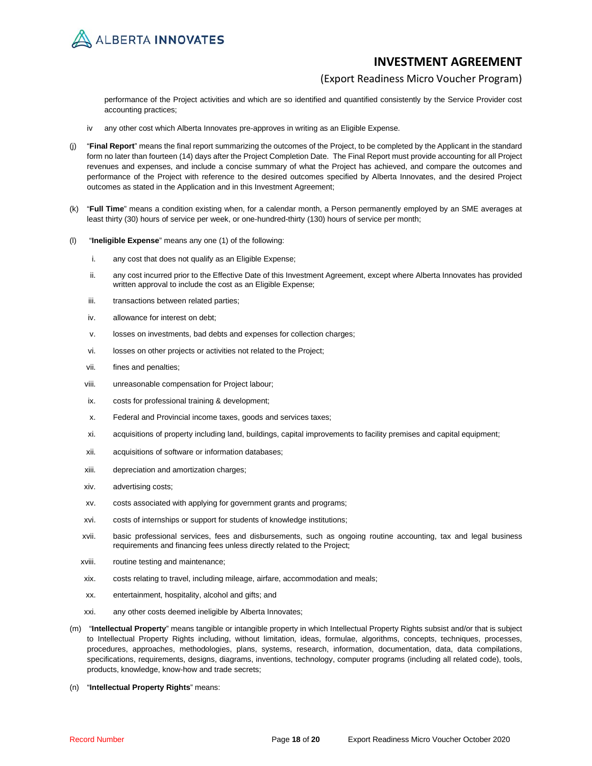performance of the Project activities and which are so identified and quantified consistently by the Service Provider cost accounting practices;

iv any other cost which Alberta Innovates pre-approves in writing as an Eligible Expense.

(j) "**Final Report**" means the final report summarizing the outcomes of the Project, to be completed by the Applicant in the standard form no later than fourteen (14) days after the Project Completion Date. The Final Report must provide accounting for all Project revenues and expenses, and include a concise summary of what the Project has achieved, and compare the outcomes and performance of the Project with reference to the desired outcomes specified by Alberta Innovates, and the desired Project outcomes as stated in the Application and in this Investment Agreement;

(k) "**Full Time**" means a condition existing when, for a calendar month, a Person permanently employed by an SME averages at least thirty (30) hours of service per week, or one-hundred-thirty (130) hours of service per month;

(l) "**Ineligible Expense**" means any one (1) of the following:

i. any cost that does not qualify as an Eligible Expense;

ii. any cost incurred prior to the Effective Date of this Investment Agreement, except where Alberta Innovates has provided written approval to include the cost as an Eligible Expense;

iii. transactions between related parties;

iv. allowance for interest on debt;

v. losses on investments, bad debts and expenses for collection charges;

vi. losses on other projects or activities not related to the Project;

vii. fines and penalties;

viii. unreasonable compensation for Project labour;

ix. costs for professional training & development;

x. Federal and Provincial income taxes, goods and services taxes;

xi. acquisitions of property including land, buildings, capital improvements to facility premises and capital equipment;

xii. acquisitions of software or information databases;

xiii. depreciation and amortization charges;

xiv. advertising costs;

xv. costs associated with applying for government grants and programs;

xvi. costs of internships or support for students of knowledge institutions;

xvii. basic professional services, fees and disbursements, such as ongoing routine accounting, tax and legal business requirements and financing fees unless directly related to the Project;

xviii. routine testing and maintenance;

xix. costs relating to travel, including mileage, airfare, accommodation and meals;

xx. entertainment, hospitality, alcohol and gifts; and

xxi. any other costs deemed ineligible by Alberta Innovates;

(m) "**Intellectual Property**" means tangible or intangible property in which Intellectual Property Rights subsist and/or that is subject to Intellectual Property Rights including, without limitation, ideas, formulae, algorithms, concepts, techniques, processes, procedures, approaches, methodologies, plans, systems, research, information, documentation, data, data compilations, specifications, requirements, designs, diagrams, inventions, technology, computer programs (including all related code), tools, products, knowledge, know-how and trade secrets;

(n) "**Intellectual Property Rights**" means: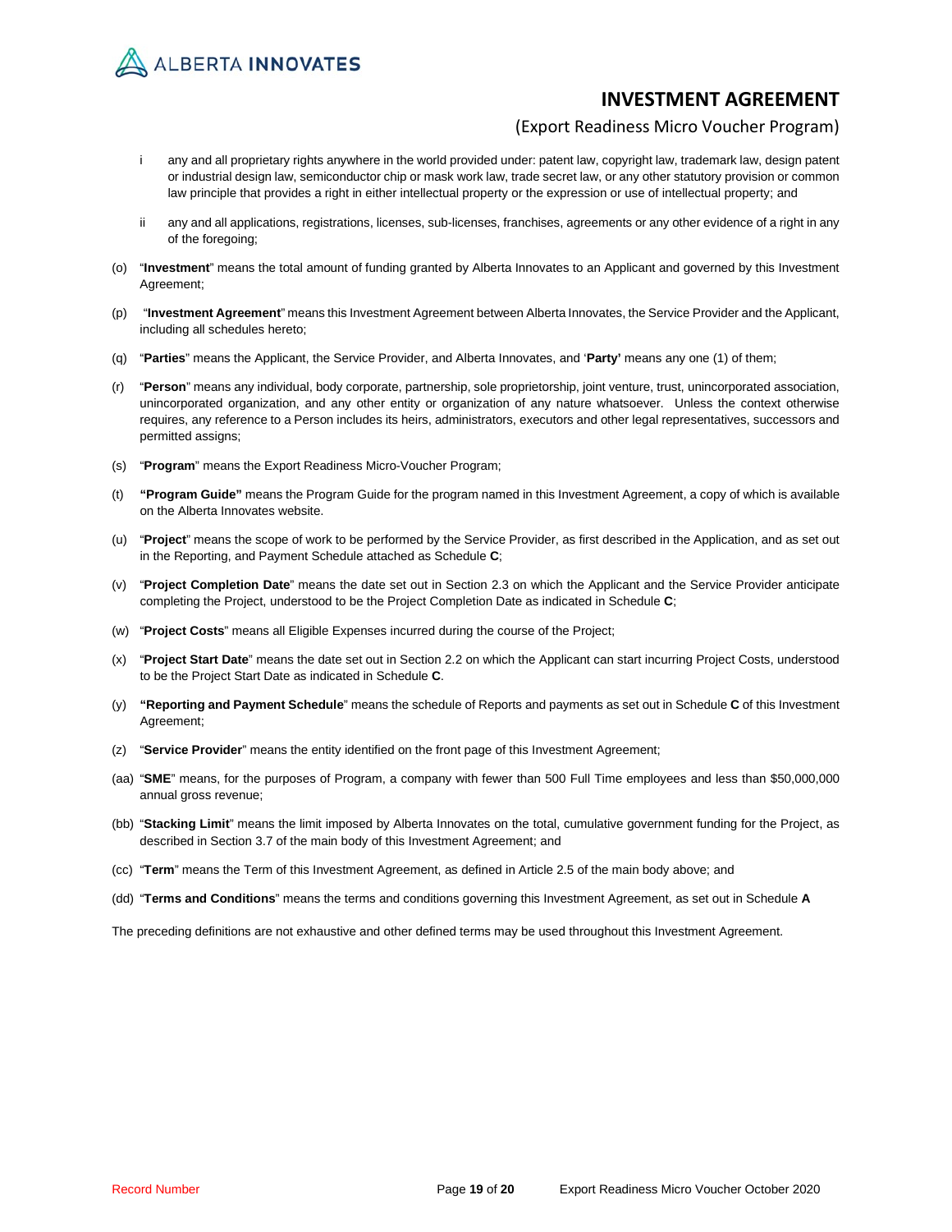i any and all proprietary rights anywhere in the world provided under: patent law, copyright law, trademark law, design patent or industrial design law, semiconductor chip or mask work law, trade secret law, or any other statutory provision or common law principle that provides a right in either intellectual property or the expression or use of intellectual property; and

ii any and all applications, registrations, licenses, sub-licenses, franchises, agreements or any other evidence of a right in any of the foregoing;

(o) "**Investment**" means the total amount of funding granted by Alberta Innovates to an Applicant and governed by this Investment Agreement;

(p) "**Investment Agreement**" means this Investment Agreement between Alberta Innovates, the Service Provider and the Applicant, including all schedules hereto;

(q) "**Parties**" means the Applicant, the Service Provider, and Alberta Innovates, and '**Party'** means any one (1) of them;

(r) "**Person**" means any individual, body corporate, partnership, sole proprietorship, joint venture, trust, unincorporated association, unincorporated organization, and any other entity or organization of any nature whatsoever. Unless the context otherwise requires, any reference to a Person includes its heirs, administrators, executors and other legal representatives, successors and permitted assigns;

(s) "**Program**" means the Export Readiness Micro-Voucher Program;

(t) **"Program Guide"** means the Program Guide for the program named in this Investment Agreement, a copy of which is available on the Alberta Innovates website.

(u) "**Project**" means the scope of work to be performed by the Service Provider, as first described in the Application, and as set out in the Reporting, and Payment Schedule attached as Schedule **C**;

(v) "**Project Completion Date**" means the date set out in Section 2.3 on which the Applicant and the Service Provider anticipate completing the Project, understood to be the Project Completion Date as indicated in Schedule **C**;

(w) "**Project Costs**" means all Eligible Expenses incurred during the course of the Project;

(x) "**Project Start Date**" means the date set out in Section 2.2 on which the Applicant can start incurring Project Costs, understood to be the Project Start Date as indicated in Schedule **C**.

(y) **"Reporting and Payment Schedule**" means the schedule of Reports and payments as set out in Schedule **C** of this Investment Agreement;

(z) "**Service Provider**" means the entity identified on the front page of this Investment Agreement;

(aa) "**SME**" means, for the purposes of Program, a company with fewer than 500 Full Time employees and less than $50,000,000 annual gross revenue;

(bb) "**Stacking Limit**" means the limit imposed by Alberta Innovates on the total, cumulative government funding for the Project, as described in Section 3.7 of the main body of this Investment Agreement; and

(cc) "**Term**" means the Term of this Investment Agreement, as defined in Article 2.5 of the main body above; and

(dd) "**Terms and Conditions**" means the terms and conditions governing this Investment Agreement, as set out in Schedule **A**

The preceding definitions are not exhaustive and other defined terms may be used throughout this Investment Agreement.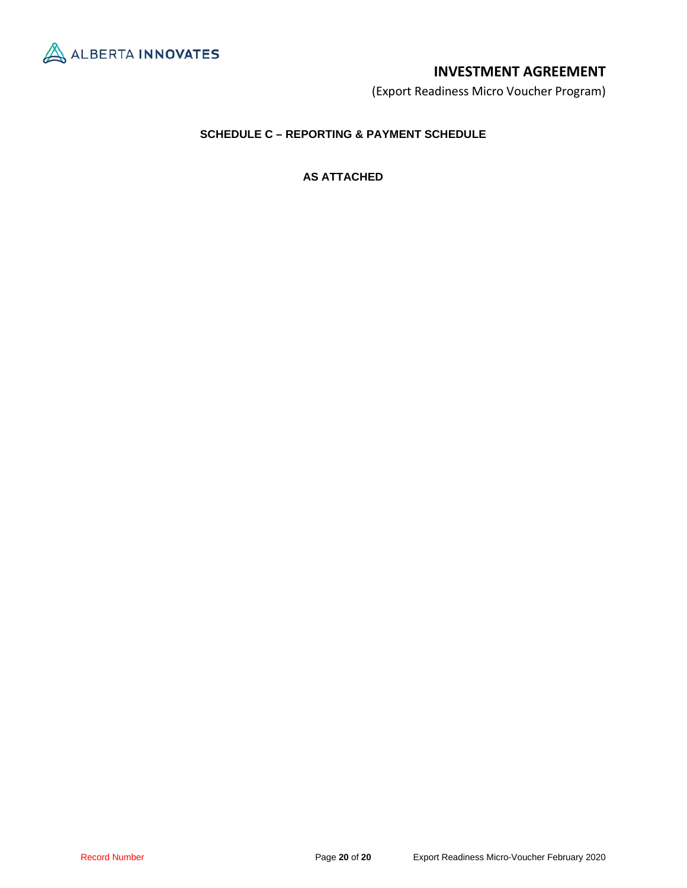## SCHEDULE C – REPORTING & PAYMENT SCHEDULE

**AS ATTACHED**